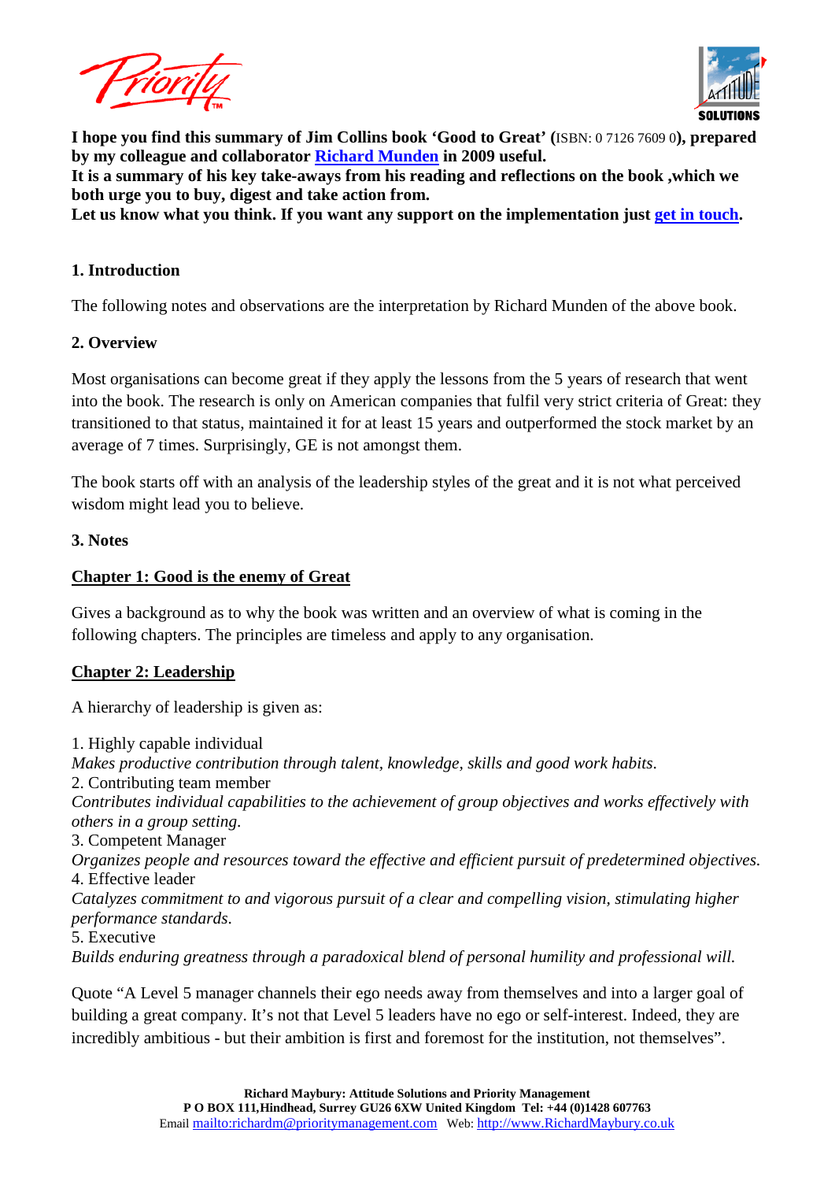**I hope you find this summary of Jim Collins book 'Good to Great' (**ISBN: 0 7126 7609 0**), prepared by my colleague and collaborator [Richard Munden](#) in 2009 useful.**
**It is a summary of his key take-aways from his reading and reflections on the book ,which we both urge you to buy, digest and take action from.**
**Let us know what you think. If you want any support on the implementation just [get in touch](#).**

## 1. Introduction

The following notes and observations are the interpretation by Richard Munden of the above book.

## 2. Overview

Most organisations can become great if they apply the lessons from the 5 years of research that went into the book. The research is only on American companies that fulfil very strict criteria of Great: they transitioned to that status, maintained it for at least 15 years and outperformed the stock market by an average of 7 times. Surprisingly, GE is not amongst them.

The book starts off with an analysis of the leadership styles of the great and it is not what perceived wisdom might lead you to believe.

## 3. Notes

### Chapter 1: Good is the enemy of Great

Gives a background as to why the book was written and an overview of what is coming in the following chapters. The principles are timeless and apply to any organisation.

### Chapter 2: Leadership

A hierarchy of leadership is given as:

1. Highly capable individual
*Makes productive contribution through talent, knowledge, skills and good work habits.*
2. Contributing team member
*Contributes individual capabilities to the achievement of group objectives and works effectively with others in a group setting.*
3. Competent Manager
*Organizes people and resources toward the effective and efficient pursuit of predetermined objectives.*
4. Effective leader
*Catalyzes commitment to and vigorous pursuit of a clear and compelling vision, stimulating higher performance standards.*
5. Executive
*Builds enduring greatness through a paradoxical blend of personal humility and professional will.*

Quote "A Level 5 manager channels their ego needs away from themselves and into a larger goal of building a great company. It's not that Level 5 leaders have no ego or self-interest. Indeed, they are incredibly ambitious - but their ambition is first and foremost for the institution, not themselves".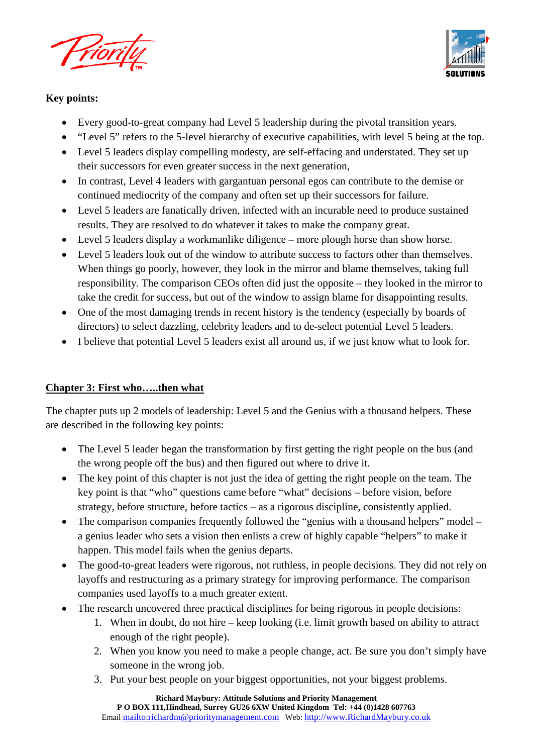**Key points:**

- Every good-to-great company had Level 5 leadership during the pivotal transition years.
- "Level 5" refers to the 5-level hierarchy of executive capabilities, with level 5 being at the top.
- Level 5 leaders display compelling modesty, are self-effacing and understated. They set up their successors for even greater success in the next generation,
- In contrast, Level 4 leaders with gargantuan personal egos can contribute to the demise or continued mediocrity of the company and often set up their successors for failure.
- Level 5 leaders are fanatically driven, infected with an incurable need to produce sustained results. They are resolved to do whatever it takes to make the company great.
- Level 5 leaders display a workmanlike diligence – more plough horse than show horse.
- Level 5 leaders look out of the window to attribute success to factors other than themselves. When things go poorly, however, they look in the mirror and blame themselves, taking full responsibility. The comparison CEOs often did just the opposite – they looked in the mirror to take the credit for success, but out of the window to assign blame for disappointing results.
- One of the most damaging trends in recent history is the tendency (especially by boards of directors) to select dazzling, celebrity leaders and to de-select potential Level 5 leaders.
- I believe that potential Level 5 leaders exist all around us, if we just know what to look for.

**<u>Chapter 3: First who…..then what</u>**

The chapter puts up 2 models of leadership: Level 5 and the Genius with a thousand helpers. These are described in the following key points:

- The Level 5 leader began the transformation by first getting the right people on the bus (and the wrong people off the bus) and then figured out where to drive it.
- The key point of this chapter is not just the idea of getting the right people on the team. The key point is that "who" questions came before "what" decisions – before vision, before strategy, before structure, before tactics – as a rigorous discipline, consistently applied.
- The comparison companies frequently followed the "genius with a thousand helpers" model – a genius leader who sets a vision then enlists a crew of highly capable "helpers" to make it happen. This model fails when the genius departs.
- The good-to-great leaders were rigorous, not ruthless, in people decisions. They did not rely on layoffs and restructuring as a primary strategy for improving performance. The comparison companies used layoffs to a much greater extent.
- The research uncovered three practical disciplines for being rigorous in people decisions:
    1. When in doubt, do not hire – keep looking (i.e. limit growth based on ability to attract enough of the right people).
    2. When you know you need to make a people change, act. Be sure you don't simply have someone in the wrong job.
    3. Put your best people on your biggest opportunities, not your biggest problems.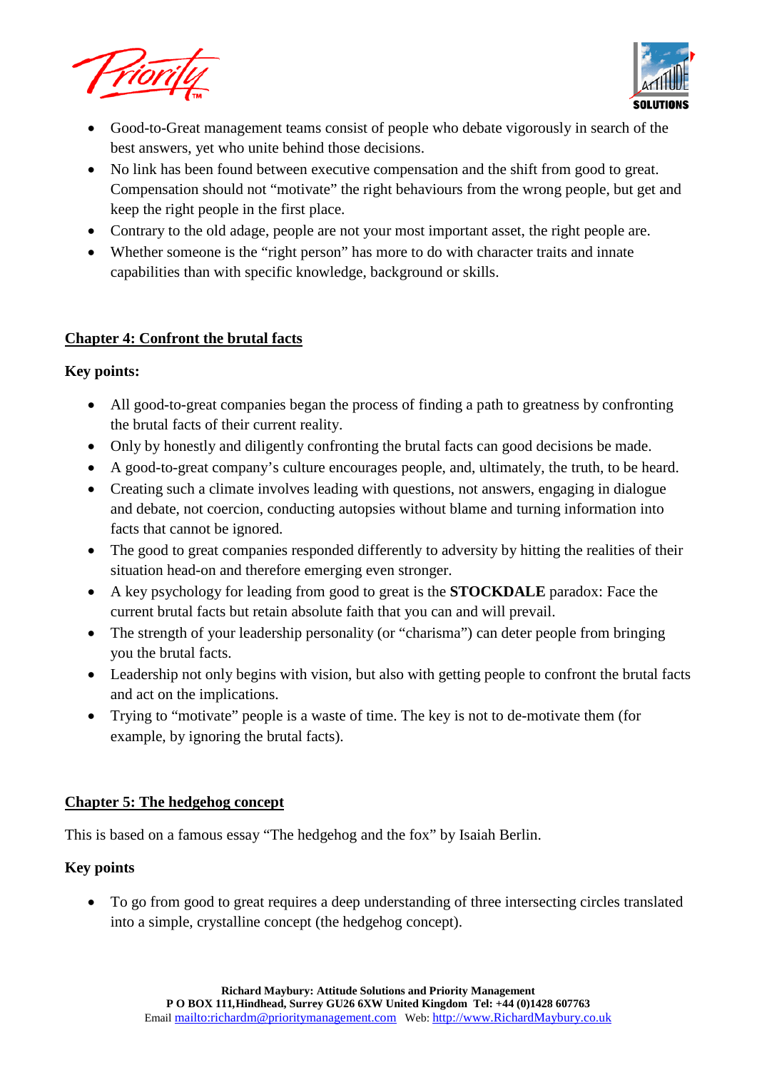- Good-to-Great management teams consist of people who debate vigorously in search of the best answers, yet who unite behind those decisions.
- No link has been found between executive compensation and the shift from good to great. Compensation should not "motivate" the right behaviours from the wrong people, but get and keep the right people in the first place.
- Contrary to the old adage, people are not your most important asset, the right people are.
- Whether someone is the "right person" has more to do with character traits and innate capabilities than with specific knowledge, background or skills.

## Chapter 4: Confront the brutal facts

**Key points:**

- All good-to-great companies began the process of finding a path to greatness by confronting the brutal facts of their current reality.
- Only by honestly and diligently confronting the brutal facts can good decisions be made.
- A good-to-great company's culture encourages people, and, ultimately, the truth, to be heard.
- Creating such a climate involves leading with questions, not answers, engaging in dialogue and debate, not coercion, conducting autopsies without blame and turning information into facts that cannot be ignored.
- The good to great companies responded differently to adversity by hitting the realities of their situation head-on and therefore emerging even stronger.
- A key psychology for leading from good to great is the **STOCKDALE** paradox: Face the current brutal facts but retain absolute faith that you can and will prevail.
- The strength of your leadership personality (or "charisma") can deter people from bringing you the brutal facts.
- Leadership not only begins with vision, but also with getting people to confront the brutal facts and act on the implications.
- Trying to "motivate" people is a waste of time. The key is not to de-motivate them (for example, by ignoring the brutal facts).

## Chapter 5: The hedgehog concept

This is based on a famous essay "The hedgehog and the fox" by Isaiah Berlin.

**Key points**

- To go from good to great requires a deep understanding of three intersecting circles translated into a simple, crystalline concept (the hedgehog concept).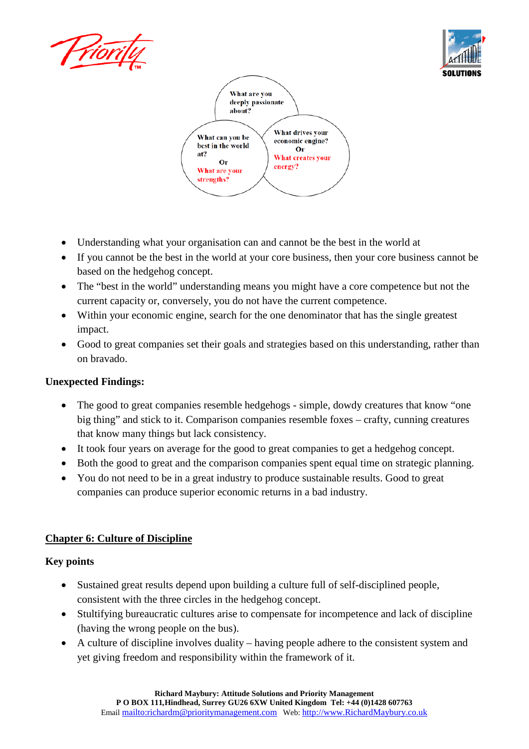What are you deeply passionate about?

What can you be best in the world at?
Or
What are your strengths?

What drives your economic engine?
Or
What creates your energy?

- Understanding what your organisation can and cannot be the best in the world at
- If you cannot be the best in the world at your core business, then your core business cannot be based on the hedgehog concept.
- The "best in the world" understanding means you might have a core competence but not the current capacity or, conversely, you do not have the current competence.
- Within your economic engine, search for the one denominator that has the single greatest impact.
- Good to great companies set their goals and strategies based on this understanding, rather than on bravado.

**Unexpected Findings:**

- The good to great companies resemble hedgehogs - simple, dowdy creatures that know "one big thing" and stick to it. Comparison companies resemble foxes – crafty, cunning creatures that know many things but lack consistency.
- It took four years on average for the good to great companies to get a hedgehog concept.
- Both the good to great and the comparison companies spent equal time on strategic planning.
- You do not need to be in a great industry to produce sustainable results. Good to great companies can produce superior economic returns in a bad industry.

## Chapter 6: Culture of Discipline

**Key points**

- Sustained great results depend upon building a culture full of self-disciplined people, consistent with the three circles in the hedgehog concept.
- Stultifying bureaucratic cultures arise to compensate for incompetence and lack of discipline (having the wrong people on the bus).
- A culture of discipline involves duality – having people adhere to the consistent system and yet giving freedom and responsibility within the framework of it.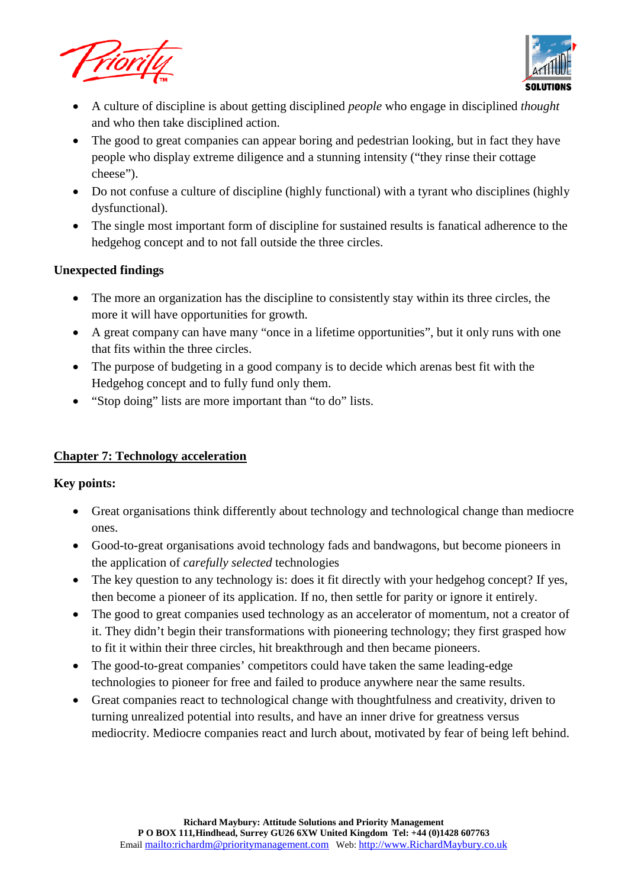- A culture of discipline is about getting disciplined *people* who engage in disciplined *thought* and who then take disciplined action.
- The good to great companies can appear boring and pedestrian looking, but in fact they have people who display extreme diligence and a stunning intensity ("they rinse their cottage cheese").
- Do not confuse a culture of discipline (highly functional) with a tyrant who disciplines (highly dysfunctional).
- The single most important form of discipline for sustained results is fanatical adherence to the hedgehog concept and to not fall outside the three circles.

**Unexpected findings**

- The more an organization has the discipline to consistently stay within its three circles, the more it will have opportunities for growth.
- A great company can have many "once in a lifetime opportunities", but it only runs with one that fits within the three circles.
- The purpose of budgeting in a good company is to decide which arenas best fit with the Hedgehog concept and to fully fund only them.
- "Stop doing" lists are more important than "to do" lists.

## Chapter 7: Technology acceleration

**Key points:**

- Great organisations think differently about technology and technological change than mediocre ones.
- Good-to-great organisations avoid technology fads and bandwagons, but become pioneers in the application of *carefully selected* technologies
- The key question to any technology is: does it fit directly with your hedgehog concept? If yes, then become a pioneer of its application. If no, then settle for parity or ignore it entirely.
- The good to great companies used technology as an accelerator of momentum, not a creator of it. They didn't begin their transformations with pioneering technology; they first grasped how to fit it within their three circles, hit breakthrough and then became pioneers.
- The good-to-great companies' competitors could have taken the same leading-edge technologies to pioneer for free and failed to produce anywhere near the same results.
- Great companies react to technological change with thoughtfulness and creativity, driven to turning unrealized potential into results, and have an inner drive for greatness versus mediocrity. Mediocre companies react and lurch about, motivated by fear of being left behind.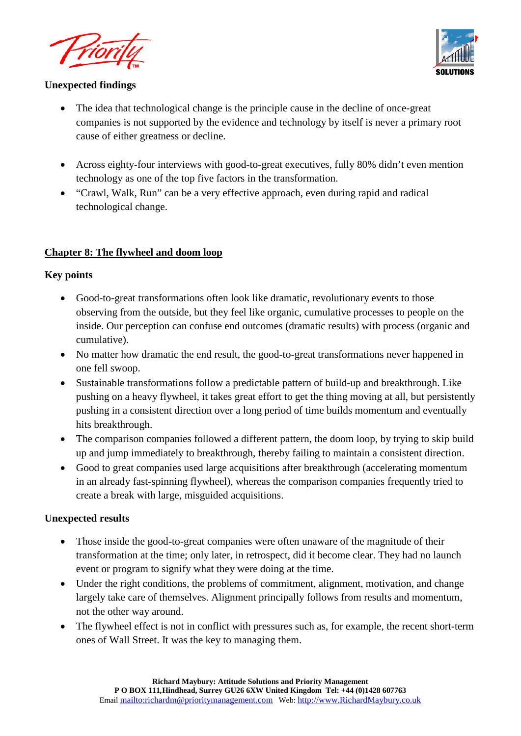**Unexpected findings**

- The idea that technological change is the principle cause in the decline of once-great companies is not supported by the evidence and technology by itself is never a primary root cause of either greatness or decline.

- Across eighty-four interviews with good-to-great executives, fully 80% didn't even mention technology as one of the top five factors in the transformation.
- "Crawl, Walk, Run" can be a very effective approach, even during rapid and radical technological change.

## Chapter 8: The flywheel and doom loop

**Key points**

- Good-to-great transformations often look like dramatic, revolutionary events to those observing from the outside, but they feel like organic, cumulative processes to people on the inside. Our perception can confuse end outcomes (dramatic results) with process (organic and cumulative).
- No matter how dramatic the end result, the good-to-great transformations never happened in one fell swoop.
- Sustainable transformations follow a predictable pattern of build-up and breakthrough. Like pushing on a heavy flywheel, it takes great effort to get the thing moving at all, but persistently pushing in a consistent direction over a long period of time builds momentum and eventually hits breakthrough.
- The comparison companies followed a different pattern, the doom loop, by trying to skip build up and jump immediately to breakthrough, thereby failing to maintain a consistent direction.
- Good to great companies used large acquisitions after breakthrough (accelerating momentum in an already fast-spinning flywheel), whereas the comparison companies frequently tried to create a break with large, misguided acquisitions.

**Unexpected results**

- Those inside the good-to-great companies were often unaware of the magnitude of their transformation at the time; only later, in retrospect, did it become clear. They had no launch event or program to signify what they were doing at the time.
- Under the right conditions, the problems of commitment, alignment, motivation, and change largely take care of themselves. Alignment principally follows from results and momentum, not the other way around.
- The flywheel effect is not in conflict with pressures such as, for example, the recent short-term ones of Wall Street. It was the key to managing them.